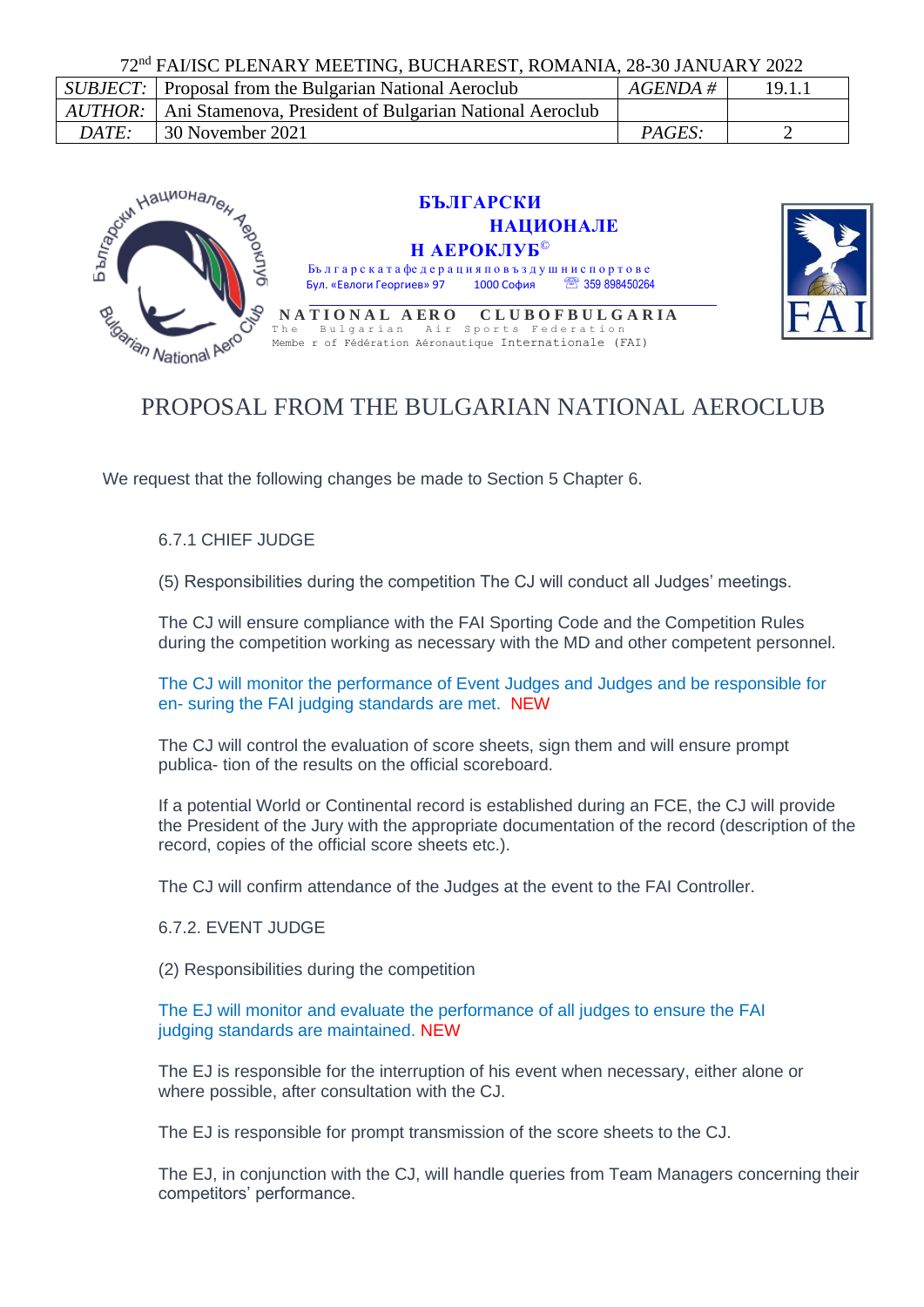72nd FAI/ISC PLENARY MEETING, BUCHAREST, ROMANIA, 28-30 JANUARY 2022

| *SUBJECT:* | Proposal from the Bulgarian National Aeroclub | *AGENDA #* | 19.1.1 |
|---|---|---|---|
| *AUTHOR:* | Ani Stamenova, President of Bulgarian National Aeroclub | | |
| *DATE:* | 30 November 2021 | *PAGES:* | 2 |

**БЪЛГАРСКИ НАЦИОНАЛЕН АЕРОКЛУБ©**

Българската федерация по въздушни спортове
Бул. «Евлоги Георгиев» 97  1000 София  ☎ 359 898450264

**NATIONAL AERO CLUB OF BULGARIA**
The Bulgarian Air Sports Federation
Member of Fédération Aéronautique Internationale (FAI)

# PROPOSAL FROM THE BULGARIAN NATIONAL AEROCLUB

We request that the following changes be made to Section 5 Chapter 6.

6.7.1 CHIEF JUDGE

(5) Responsibilities during the competition The CJ will conduct all Judges' meetings.

The CJ will ensure compliance with the FAI Sporting Code and the Competition Rules during the competition working as necessary with the MD and other competent personnel.

The CJ will monitor the performance of Event Judges and Judges and be responsible for en- suring the FAI judging standards are met. NEW

The CJ will control the evaluation of score sheets, sign them and will ensure prompt publica- tion of the results on the official scoreboard.

If a potential World or Continental record is established during an FCE, the CJ will provide the President of the Jury with the appropriate documentation of the record (description of the record, copies of the official score sheets etc.).

The CJ will confirm attendance of the Judges at the event to the FAI Controller.

6.7.2. EVENT JUDGE

(2) Responsibilities during the competition

The EJ will monitor and evaluate the performance of all judges to ensure the FAI judging standards are maintained. NEW

The EJ is responsible for the interruption of his event when necessary, either alone or where possible, after consultation with the CJ.

The EJ is responsible for prompt transmission of the score sheets to the CJ.

The EJ, in conjunction with the CJ, will handle queries from Team Managers concerning their competitors' performance.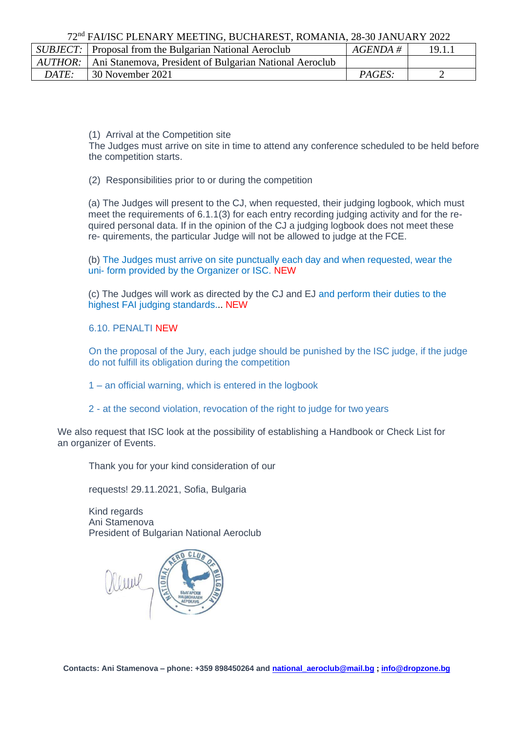72nd FAI/ISC PLENARY MEETING, BUCHAREST, ROMANIA, 28-30 JANUARY 2022

| | | | |
|---|---|---|---|
| *SUBJECT:* | Proposal from the Bulgarian National Aeroclub | *AGENDA #* | 19.1.1 |
| *AUTHOR:* | Ani Stanemova, President of Bulgarian National Aeroclub | | |
| *DATE:* | 30 November 2021 | *PAGES:* | 2 |

(1) Arrival at the Competition site

The Judges must arrive on site in time to attend any conference scheduled to be held before the competition starts.

(2) Responsibilities prior to or during the competition

(a) The Judges will present to the CJ, when requested, their judging logbook, which must meet the requirements of 6.1.1(3) for each entry recording judging activity and for the re- quired personal data. If in the opinion of the CJ a judging logbook does not meet these re- quirements, the particular Judge will not be allowed to judge at the FCE.

(b) The Judges must arrive on site punctually each day and when requested, wear the uni- form provided by the Organizer or ISC. NEW

(c) The Judges will work as directed by the CJ and EJ and perform their duties to the highest FAI judging standards... NEW

6.10. PENALTI NEW

On the proposal of the Jury, each judge should be punished by the ISC judge, if the judge do not fulfill its obligation during the competition

1 – an official warning, which is entered in the logbook

2 - at the second violation, revocation of the right to judge for two years

We also request that ISC look at the possibility of establishing a Handbook or Check List for an organizer of Events.

Thank you for your kind consideration of our

requests! 29.11.2021, Sofia, Bulgaria

Kind regards
Ani Stamenova
President of Bulgarian National Aeroclub

Contacts: Ani Stamenova – phone: +359 898450264 and national_aeroclub@mail.bg ; info@dropzone.bg